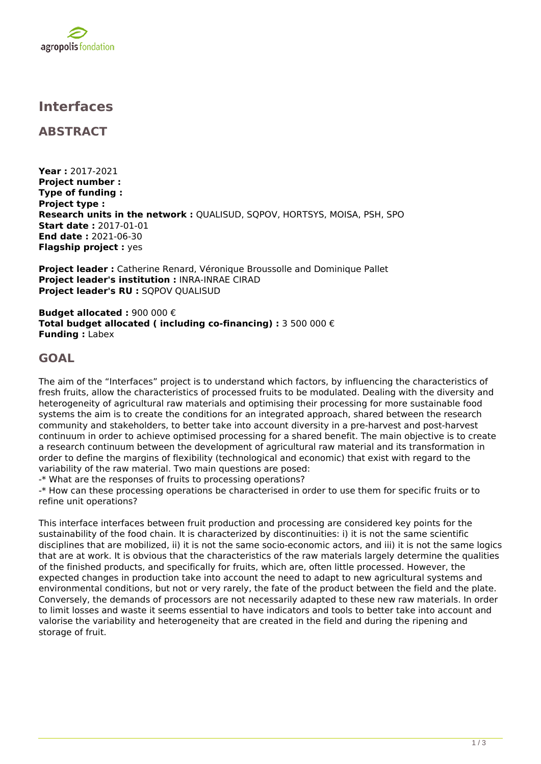# Interfaces

## ABSTRACT

**Year :** 2017-2021
**Project number :**
**Type of funding :**
**Project type :**
**Research units in the network :** QUALISUD, SQPOV, HORTSYS, MOISA, PSH, SPO
**Start date :** 2017-01-01
**End date :** 2021-06-30
**Flagship project :** yes

**Project leader :** Catherine Renard, Véronique Broussolle and Dominique Pallet
**Project leader's institution :** INRA-INRAE CIRAD
**Project leader's RU :** SQPOV QUALISUD

**Budget allocated :** 900 000 €
**Total budget allocated ( including co-financing) :** 3 500 000 €
**Funding :** Labex

## GOAL

The aim of the "Interfaces" project is to understand which factors, by influencing the characteristics of fresh fruits, allow the characteristics of processed fruits to be modulated. Dealing with the diversity and heterogeneity of agricultural raw materials and optimising their processing for more sustainable food systems the aim is to create the conditions for an integrated approach, shared between the research community and stakeholders, to better take into account diversity in a pre-harvest and post-harvest continuum in order to achieve optimised processing for a shared benefit. The main objective is to create a research continuum between the development of agricultural raw material and its transformation in order to define the margins of flexibility (technological and economic) that exist with regard to the variability of the raw material. Two main questions are posed:
-* What are the responses of fruits to processing operations?
-* How can these processing operations be characterised in order to use them for specific fruits or to refine unit operations?

This interface interfaces between fruit production and processing are considered key points for the sustainability of the food chain. It is characterized by discontinuities: i) it is not the same scientific disciplines that are mobilized, ii) it is not the same socio-economic actors, and iii) it is not the same logics that are at work. It is obvious that the characteristics of the raw materials largely determine the qualities of the finished products, and specifically for fruits, which are, often little processed. However, the expected changes in production take into account the need to adapt to new agricultural systems and environmental conditions, but not or very rarely, the fate of the product between the field and the plate. Conversely, the demands of processors are not necessarily adapted to these new raw materials. In order to limit losses and waste it seems essential to have indicators and tools to better take into account and valorise the variability and heterogeneity that are created in the field and during the ripening and storage of fruit.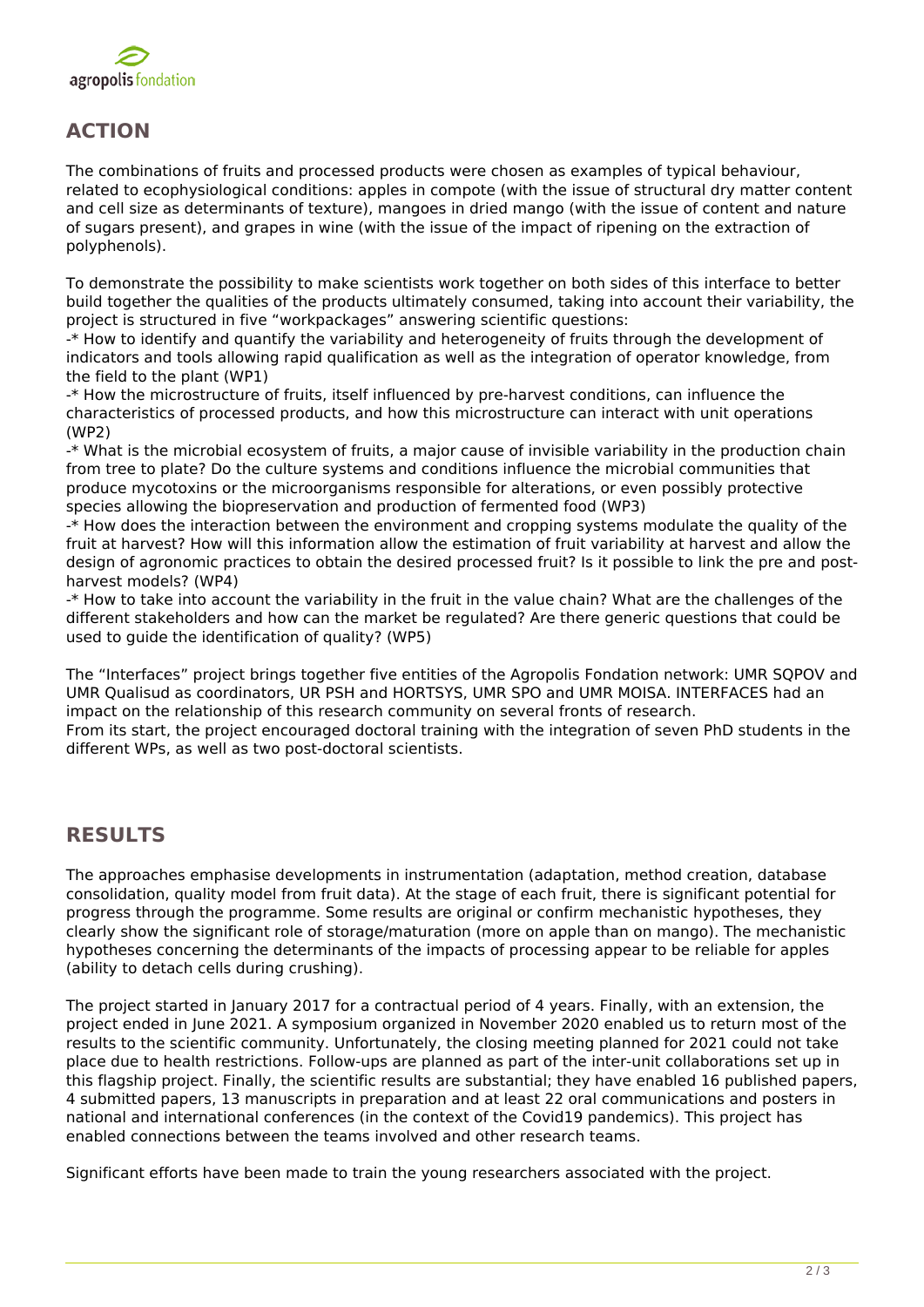## ACTION

The combinations of fruits and processed products were chosen as examples of typical behaviour, related to ecophysiological conditions: apples in compote (with the issue of structural dry matter content and cell size as determinants of texture), mangoes in dried mango (with the issue of content and nature of sugars present), and grapes in wine (with the issue of the impact of ripening on the extraction of polyphenols).

To demonstrate the possibility to make scientists work together on both sides of this interface to better build together the qualities of the products ultimately consumed, taking into account their variability, the project is structured in five "workpackages" answering scientific questions:

-* How to identify and quantify the variability and heterogeneity of fruits through the development of indicators and tools allowing rapid qualification as well as the integration of operator knowledge, from the field to the plant (WP1)

-* How the microstructure of fruits, itself influenced by pre-harvest conditions, can influence the characteristics of processed products, and how this microstructure can interact with unit operations (WP2)

-* What is the microbial ecosystem of fruits, a major cause of invisible variability in the production chain from tree to plate? Do the culture systems and conditions influence the microbial communities that produce mycotoxins or the microorganisms responsible for alterations, or even possibly protective species allowing the biopreservation and production of fermented food (WP3)

-* How does the interaction between the environment and cropping systems modulate the quality of the fruit at harvest? How will this information allow the estimation of fruit variability at harvest and allow the design of agronomic practices to obtain the desired processed fruit? Is it possible to link the pre and post-harvest models? (WP4)

-* How to take into account the variability in the fruit in the value chain? What are the challenges of the different stakeholders and how can the market be regulated? Are there generic questions that could be used to guide the identification of quality? (WP5)

The "Interfaces" project brings together five entities of the Agropolis Fondation network: UMR SQPOV and UMR Qualisud as coordinators, UR PSH and HORTSYS, UMR SPO and UMR MOISA. INTERFACES had an impact on the relationship of this research community on several fronts of research.
From its start, the project encouraged doctoral training with the integration of seven PhD students in the different WPs, as well as two post-doctoral scientists.

## RESULTS

The approaches emphasise developments in instrumentation (adaptation, method creation, database consolidation, quality model from fruit data). At the stage of each fruit, there is significant potential for progress through the programme. Some results are original or confirm mechanistic hypotheses, they clearly show the significant role of storage/maturation (more on apple than on mango). The mechanistic hypotheses concerning the determinants of the impacts of processing appear to be reliable for apples (ability to detach cells during crushing).

The project started in January 2017 for a contractual period of 4 years. Finally, with an extension, the project ended in June 2021. A symposium organized in November 2020 enabled us to return most of the results to the scientific community. Unfortunately, the closing meeting planned for 2021 could not take place due to health restrictions. Follow-ups are planned as part of the inter-unit collaborations set up in this flagship project. Finally, the scientific results are substantial; they have enabled 16 published papers, 4 submitted papers, 13 manuscripts in preparation and at least 22 oral communications and posters in national and international conferences (in the context of the Covid19 pandemics). This project has enabled connections between the teams involved and other research teams.

Significant efforts have been made to train the young researchers associated with the project.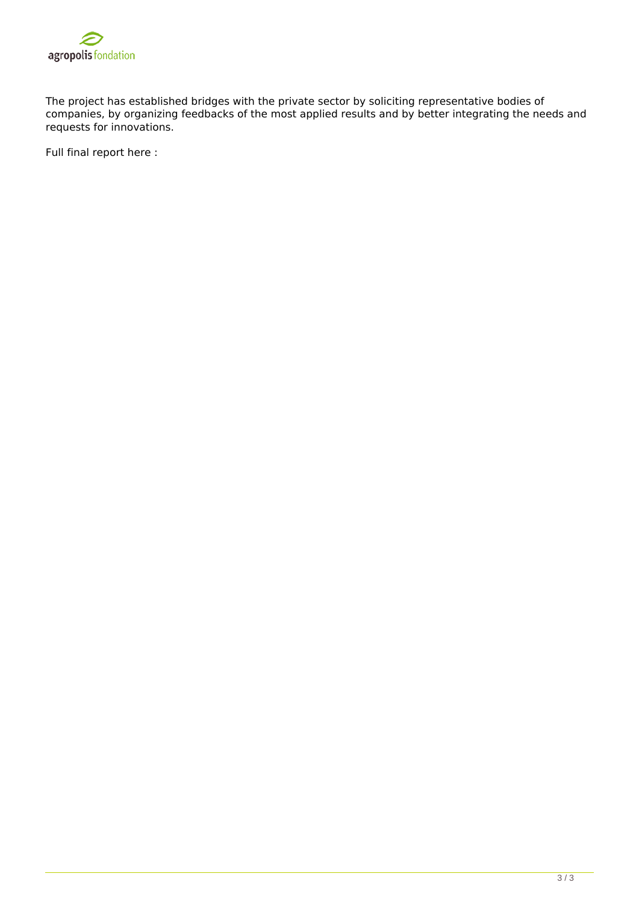The project has established bridges with the private sector by soliciting representative bodies of companies, by organizing feedbacks of the most applied results and by better integrating the needs and requests for innovations.

Full final report here :